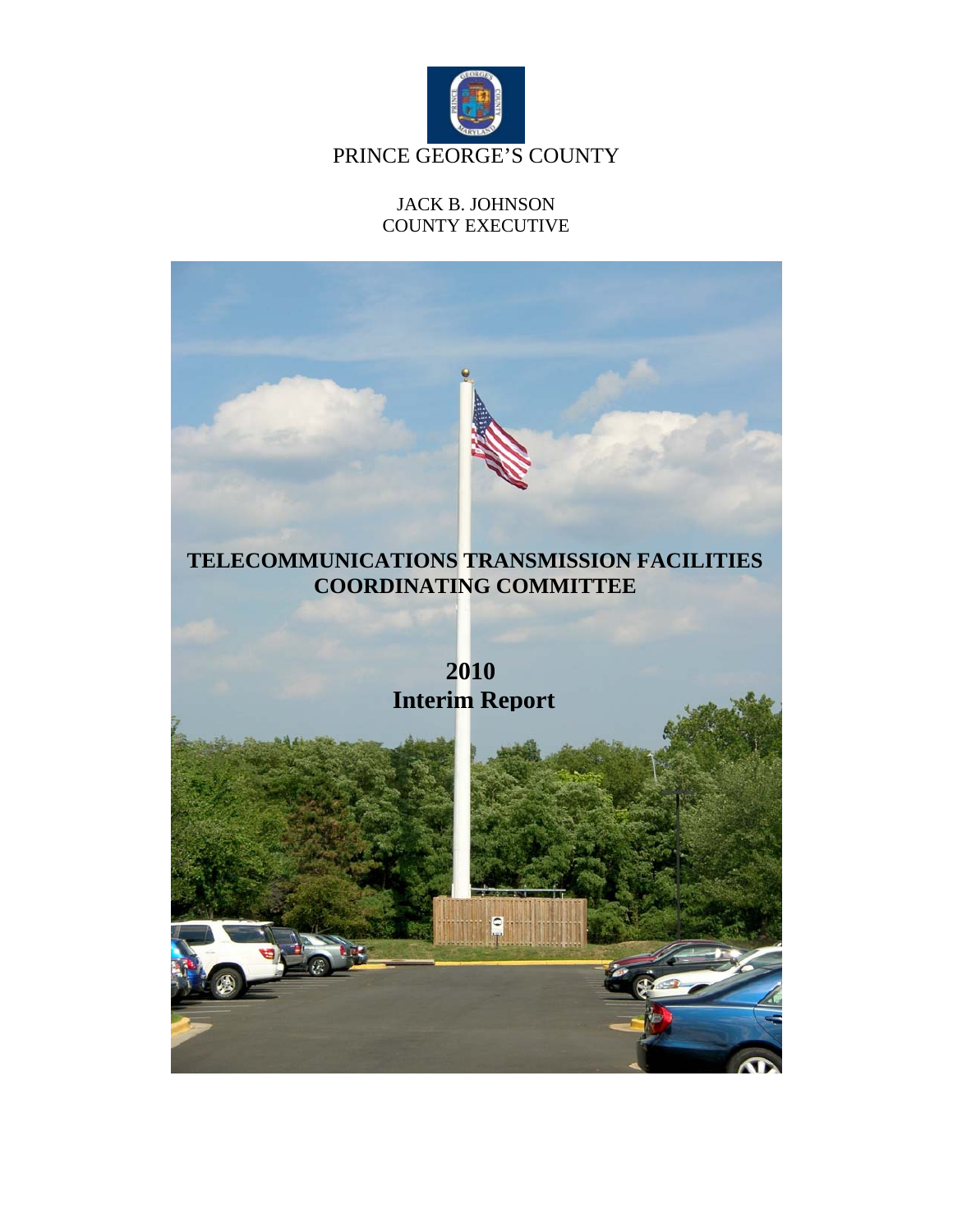PRINCE GEORGE'S COUNTY

JACK B. JOHNSON
COUNTY EXECUTIVE

# TELECOMMUNICATIONS TRANSMISSION FACILITIES COORDINATING COMMITTEE

## 2010
## Interim Report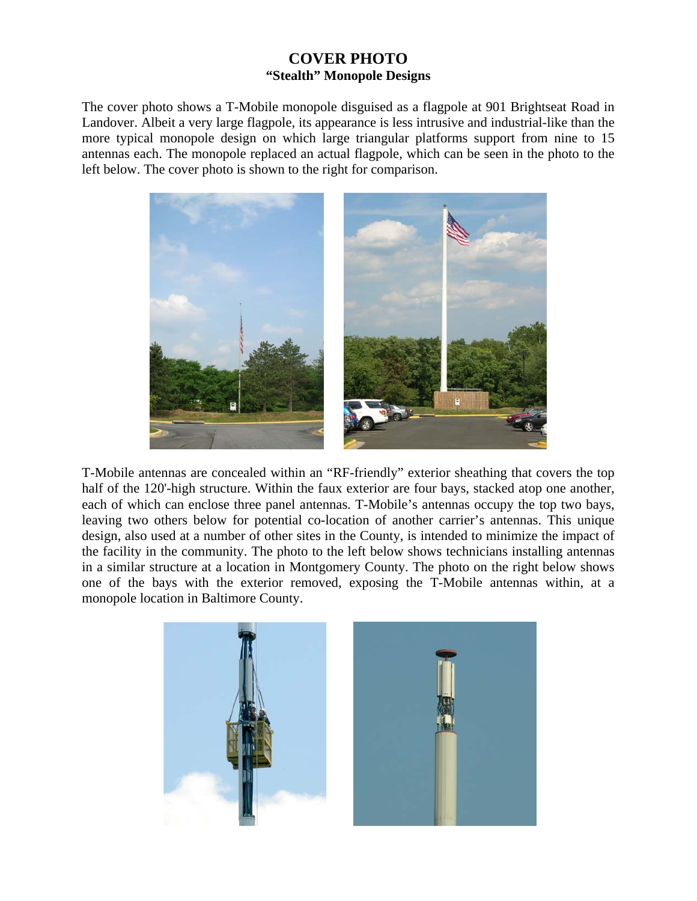# COVER PHOTO

## "Stealth" Monopole Designs

The cover photo shows a T-Mobile monopole disguised as a flagpole at 901 Brightseat Road in Landover. Albeit a very large flagpole, its appearance is less intrusive and industrial-like than the more typical monopole design on which large triangular platforms support from nine to 15 antennas each. The monopole replaced an actual flagpole, which can be seen in the photo to the left below. The cover photo is shown to the right for comparison.

T-Mobile antennas are concealed within an "RF-friendly" exterior sheathing that covers the top half of the 120'-high structure. Within the faux exterior are four bays, stacked atop one another, each of which can enclose three panel antennas. T-Mobile's antennas occupy the top two bays, leaving two others below for potential co-location of another carrier's antennas. This unique design, also used at a number of other sites in the County, is intended to minimize the impact of the facility in the community. The photo to the left below shows technicians installing antennas in a similar structure at a location in Montgomery County. The photo on the right below shows one of the bays with the exterior removed, exposing the T-Mobile antennas within, at a monopole location in Baltimore County.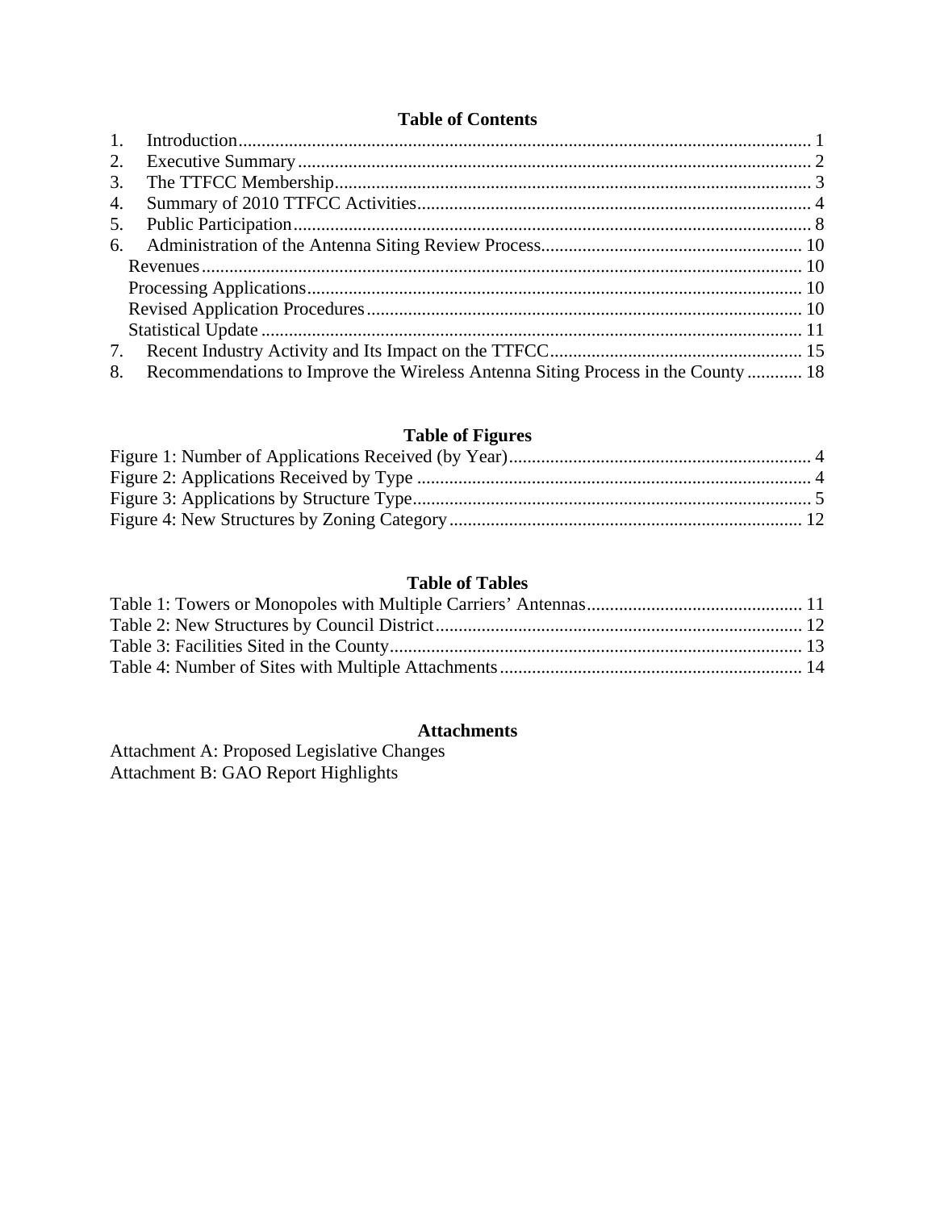## Table of Contents

1. Introduction ............................................................ 1
2. Executive Summary ............................................................ 2
3. The TTFCC Membership ............................................................ 3
4. Summary of 2010 TTFCC Activities ............................................................ 4
5. Public Participation ............................................................ 8
6. Administration of the Antenna Siting Review Process ............................................................ 10
   - Revenues ............................................................ 10
   - Processing Applications ............................................................ 10
   - Revised Application Procedures ............................................................ 10
   - Statistical Update ............................................................ 11
7. Recent Industry Activity and Its Impact on the TTFCC ............................................................ 15
8. Recommendations to Improve the Wireless Antenna Siting Process in the County ............ 18

## Table of Figures

Figure 1: Number of Applications Received (by Year) ............................................................ 4
Figure 2: Applications Received by Type ............................................................ 4
Figure 3: Applications by Structure Type ............................................................ 5
Figure 4: New Structures by Zoning Category ............................................................ 12

## Table of Tables

Table 1: Towers or Monopoles with Multiple Carriers' Antennas ............................................................ 11
Table 2: New Structures by Council District ............................................................ 12
Table 3: Facilities Sited in the County ............................................................ 13
Table 4: Number of Sites with Multiple Attachments ............................................................ 14

## Attachments

Attachment A: Proposed Legislative Changes
Attachment B: GAO Report Highlights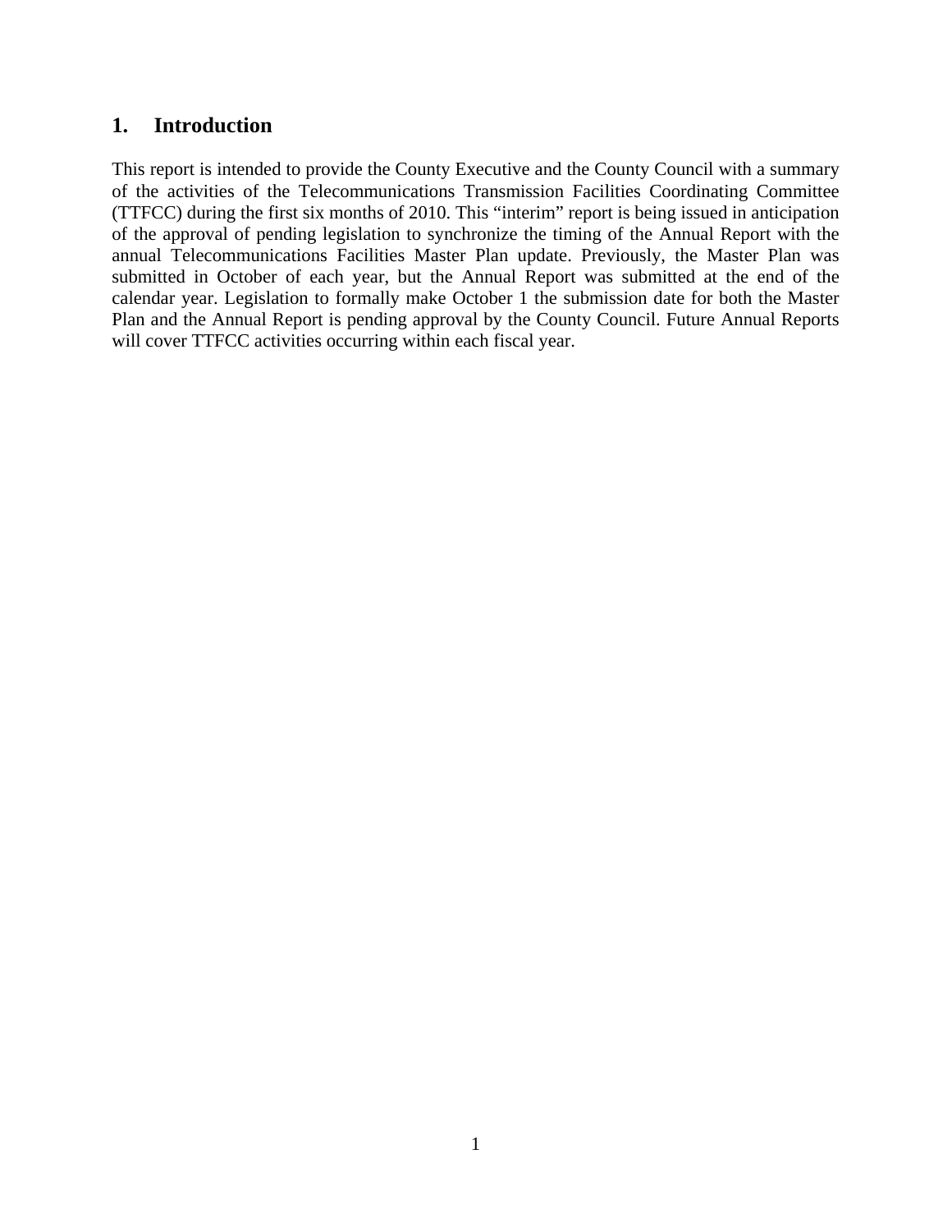## 1. Introduction

This report is intended to provide the County Executive and the County Council with a summary of the activities of the Telecommunications Transmission Facilities Coordinating Committee (TTFCC) during the first six months of 2010. This "interim" report is being issued in anticipation of the approval of pending legislation to synchronize the timing of the Annual Report with the annual Telecommunications Facilities Master Plan update. Previously, the Master Plan was submitted in October of each year, but the Annual Report was submitted at the end of the calendar year. Legislation to formally make October 1 the submission date for both the Master Plan and the Annual Report is pending approval by the County Council. Future Annual Reports will cover TTFCC activities occurring within each fiscal year.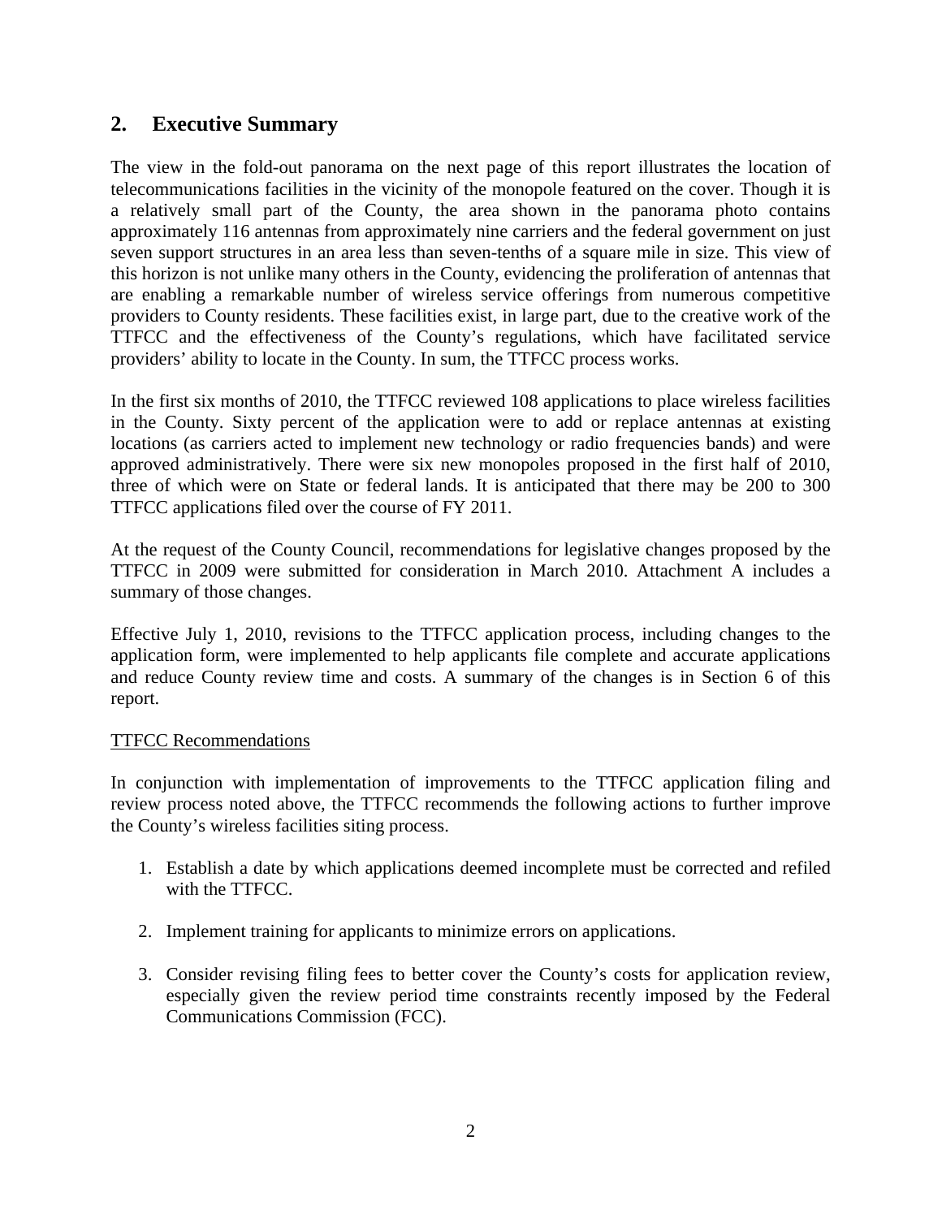## 2. Executive Summary

The view in the fold-out panorama on the next page of this report illustrates the location of telecommunications facilities in the vicinity of the monopole featured on the cover. Though it is a relatively small part of the County, the area shown in the panorama photo contains approximately 116 antennas from approximately nine carriers and the federal government on just seven support structures in an area less than seven-tenths of a square mile in size. This view of this horizon is not unlike many others in the County, evidencing the proliferation of antennas that are enabling a remarkable number of wireless service offerings from numerous competitive providers to County residents. These facilities exist, in large part, due to the creative work of the TTFCC and the effectiveness of the County's regulations, which have facilitated service providers' ability to locate in the County. In sum, the TTFCC process works.

In the first six months of 2010, the TTFCC reviewed 108 applications to place wireless facilities in the County. Sixty percent of the application were to add or replace antennas at existing locations (as carriers acted to implement new technology or radio frequencies bands) and were approved administratively. There were six new monopoles proposed in the first half of 2010, three of which were on State or federal lands. It is anticipated that there may be 200 to 300 TTFCC applications filed over the course of FY 2011.

At the request of the County Council, recommendations for legislative changes proposed by the TTFCC in 2009 were submitted for consideration in March 2010. Attachment A includes a summary of those changes.

Effective July 1, 2010, revisions to the TTFCC application process, including changes to the application form, were implemented to help applicants file complete and accurate applications and reduce County review time and costs. A summary of the changes is in Section 6 of this report.

<u>TTFCC Recommendations</u>

In conjunction with implementation of improvements to the TTFCC application filing and review process noted above, the TTFCC recommends the following actions to further improve the County's wireless facilities siting process.

1. Establish a date by which applications deemed incomplete must be corrected and refiled with the TTFCC.

2. Implement training for applicants to minimize errors on applications.

3. Consider revising filing fees to better cover the County's costs for application review, especially given the review period time constraints recently imposed by the Federal Communications Commission (FCC).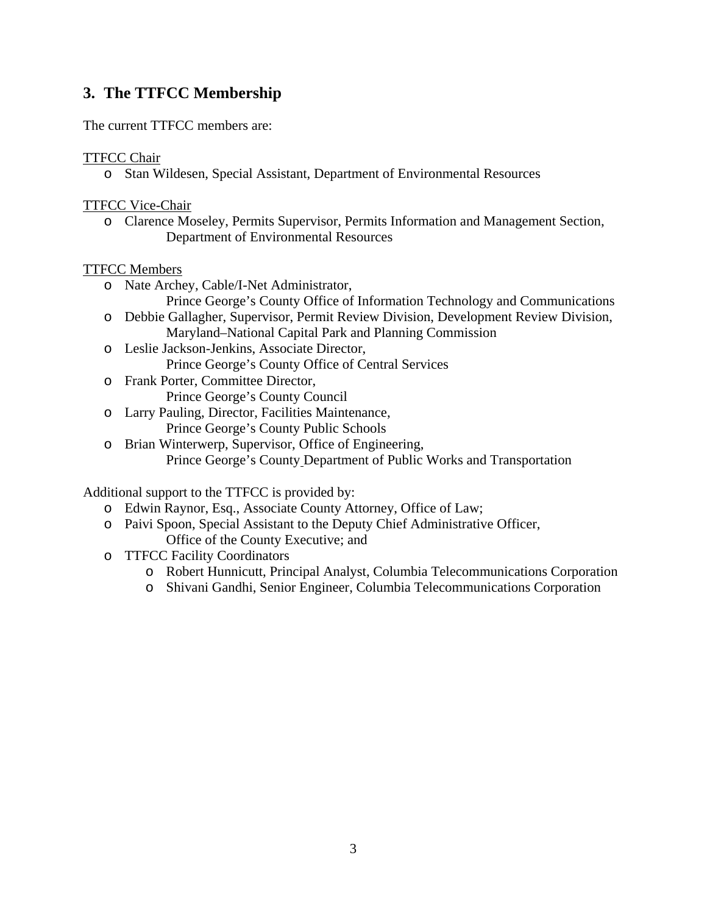## 3. The TTFCC Membership

The current TTFCC members are:

TTFCC Chair

- Stan Wildesen, Special Assistant, Department of Environmental Resources

TTFCC Vice-Chair

- Clarence Moseley, Permits Supervisor, Permits Information and Management Section, Department of Environmental Resources

TTFCC Members

- Nate Archey, Cable/I-Net Administrator, Prince George's County Office of Information Technology and Communications
- Debbie Gallagher, Supervisor, Permit Review Division, Development Review Division, Maryland–National Capital Park and Planning Commission
- Leslie Jackson-Jenkins, Associate Director, Prince George's County Office of Central Services
- Frank Porter, Committee Director, Prince George's County Council
- Larry Pauling, Director, Facilities Maintenance, Prince George's County Public Schools
- Brian Winterwerp, Supervisor, Office of Engineering, Prince George's County Department of Public Works and Transportation

Additional support to the TTFCC is provided by:

- Edwin Raynor, Esq., Associate County Attorney, Office of Law;
- Paivi Spoon, Special Assistant to the Deputy Chief Administrative Officer, Office of the County Executive; and
- TTFCC Facility Coordinators
    - Robert Hunnicutt, Principal Analyst, Columbia Telecommunications Corporation
    - Shivani Gandhi, Senior Engineer, Columbia Telecommunications Corporation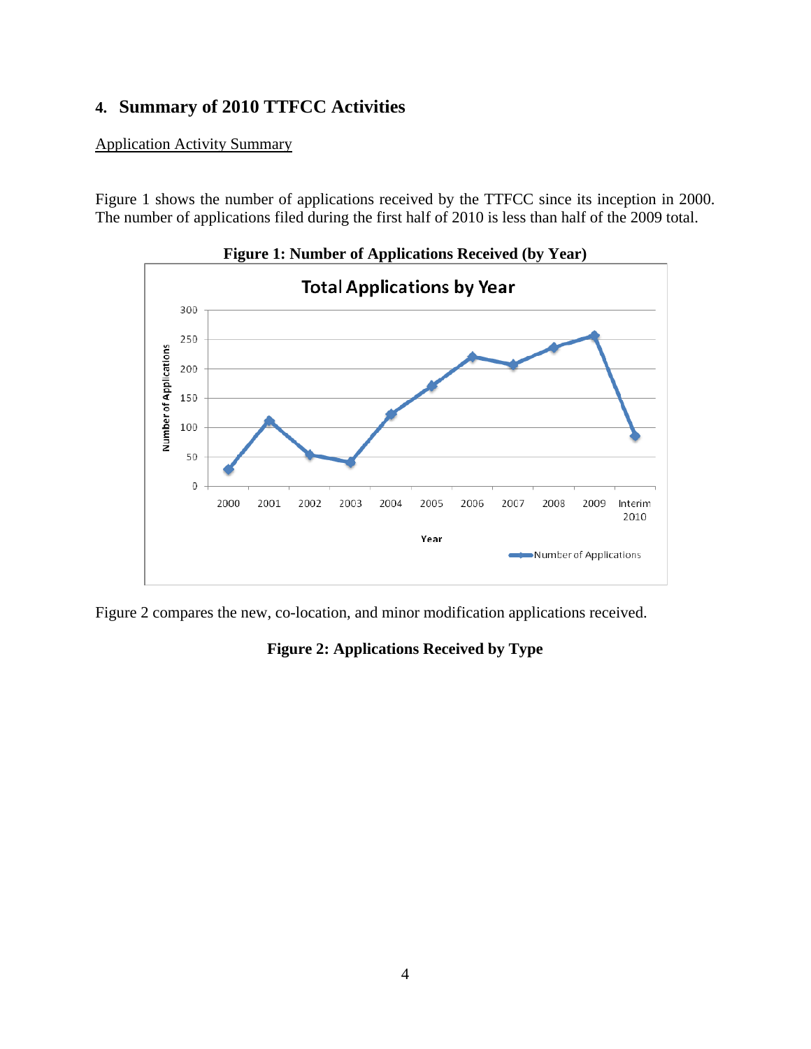## 4. Summary of 2010 TTFCC Activities

Application Activity Summary

Figure 1 shows the number of applications received by the TTFCC since its inception in 2000. The number of applications filed during the first half of 2010 is less than half of the 2009 total.

**Figure 1: Number of Applications Received (by Year)**

Figure 2 compares the new, co-location, and minor modification applications received.

**Figure 2: Applications Received by Type**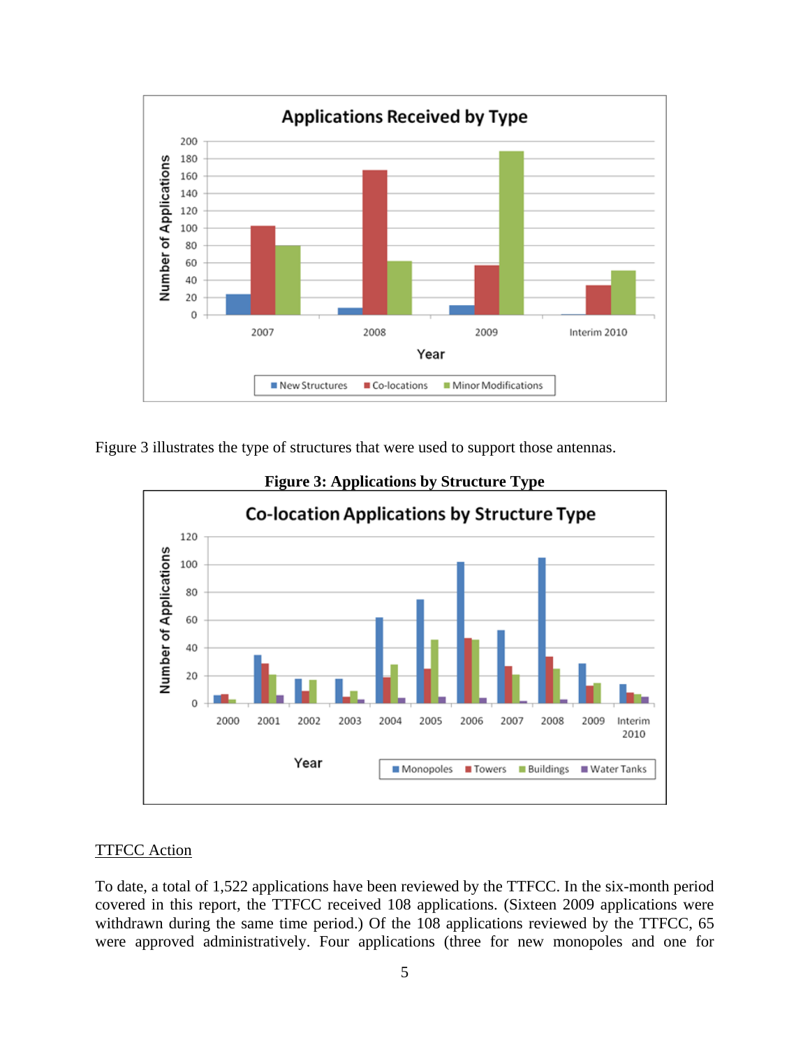Figure 3 illustrates the type of structures that were used to support those antennas.

**Figure 3: Applications by Structure Type**

## TTFCC Action

To date, a total of 1,522 applications have been reviewed by the TTFCC. In the six-month period covered in this report, the TTFCC received 108 applications. (Sixteen 2009 applications were withdrawn during the same time period.) Of the 108 applications reviewed by the TTFCC, 65 were approved administratively. Four applications (three for new monopoles and one for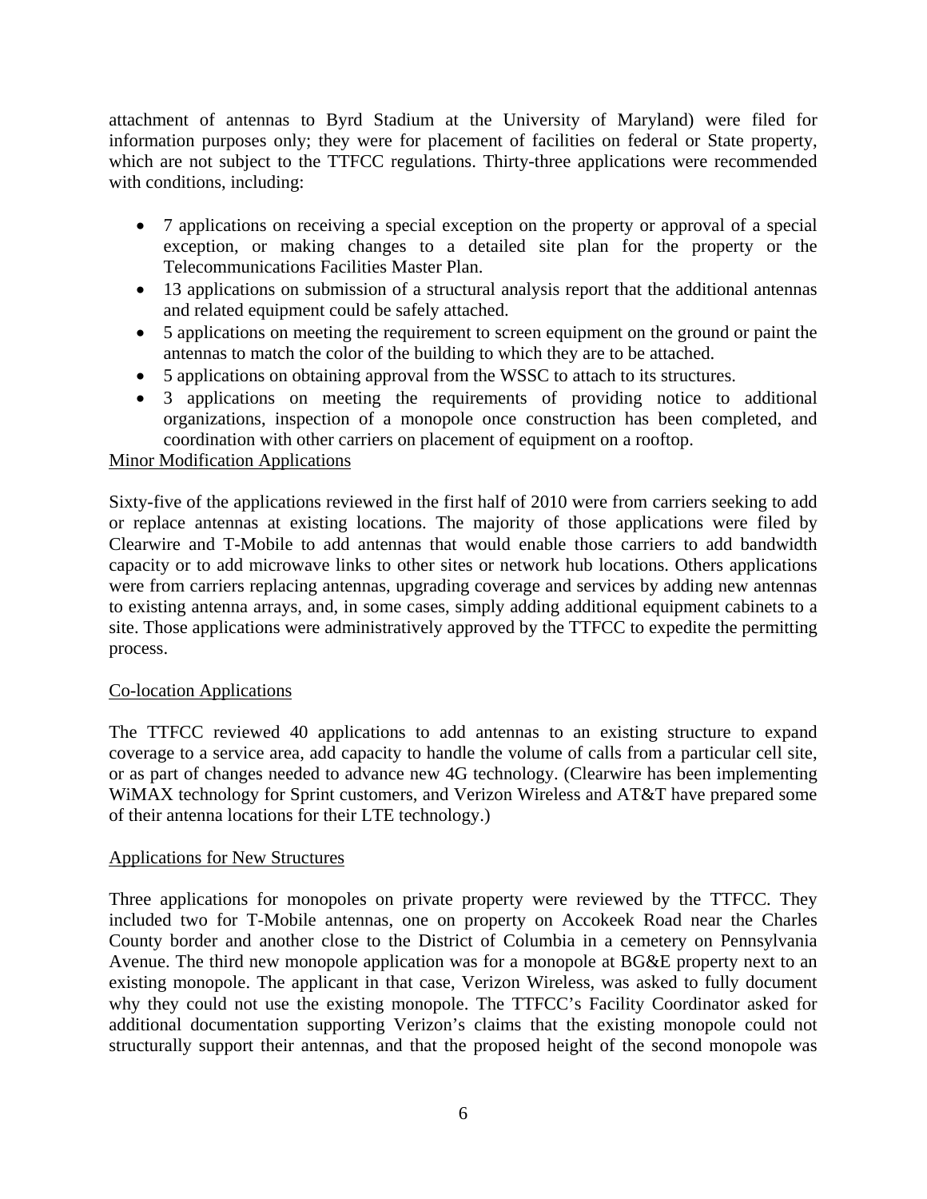attachment of antennas to Byrd Stadium at the University of Maryland) were filed for information purposes only; they were for placement of facilities on federal or State property, which are not subject to the TTFCC regulations. Thirty-three applications were recommended with conditions, including:

- 7 applications on receiving a special exception on the property or approval of a special exception, or making changes to a detailed site plan for the property or the Telecommunications Facilities Master Plan.
- 13 applications on submission of a structural analysis report that the additional antennas and related equipment could be safely attached.
- 5 applications on meeting the requirement to screen equipment on the ground or paint the antennas to match the color of the building to which they are to be attached.
- 5 applications on obtaining approval from the WSSC to attach to its structures.
- 3 applications on meeting the requirements of providing notice to additional organizations, inspection of a monopole once construction has been completed, and coordination with other carriers on placement of equipment on a rooftop.

Minor Modification Applications

Sixty-five of the applications reviewed in the first half of 2010 were from carriers seeking to add or replace antennas at existing locations. The majority of those applications were filed by Clearwire and T-Mobile to add antennas that would enable those carriers to add bandwidth capacity or to add microwave links to other sites or network hub locations. Others applications were from carriers replacing antennas, upgrading coverage and services by adding new antennas to existing antenna arrays, and, in some cases, simply adding additional equipment cabinets to a site. Those applications were administratively approved by the TTFCC to expedite the permitting process.

Co-location Applications

The TTFCC reviewed 40 applications to add antennas to an existing structure to expand coverage to a service area, add capacity to handle the volume of calls from a particular cell site, or as part of changes needed to advance new 4G technology. (Clearwire has been implementing WiMAX technology for Sprint customers, and Verizon Wireless and AT&T have prepared some of their antenna locations for their LTE technology.)

Applications for New Structures

Three applications for monopoles on private property were reviewed by the TTFCC. They included two for T-Mobile antennas, one on property on Accokeek Road near the Charles County border and another close to the District of Columbia in a cemetery on Pennsylvania Avenue. The third new monopole application was for a monopole at BG&E property next to an existing monopole. The applicant in that case, Verizon Wireless, was asked to fully document why they could not use the existing monopole. The TTFCC's Facility Coordinator asked for additional documentation supporting Verizon's claims that the existing monopole could not structurally support their antennas, and that the proposed height of the second monopole was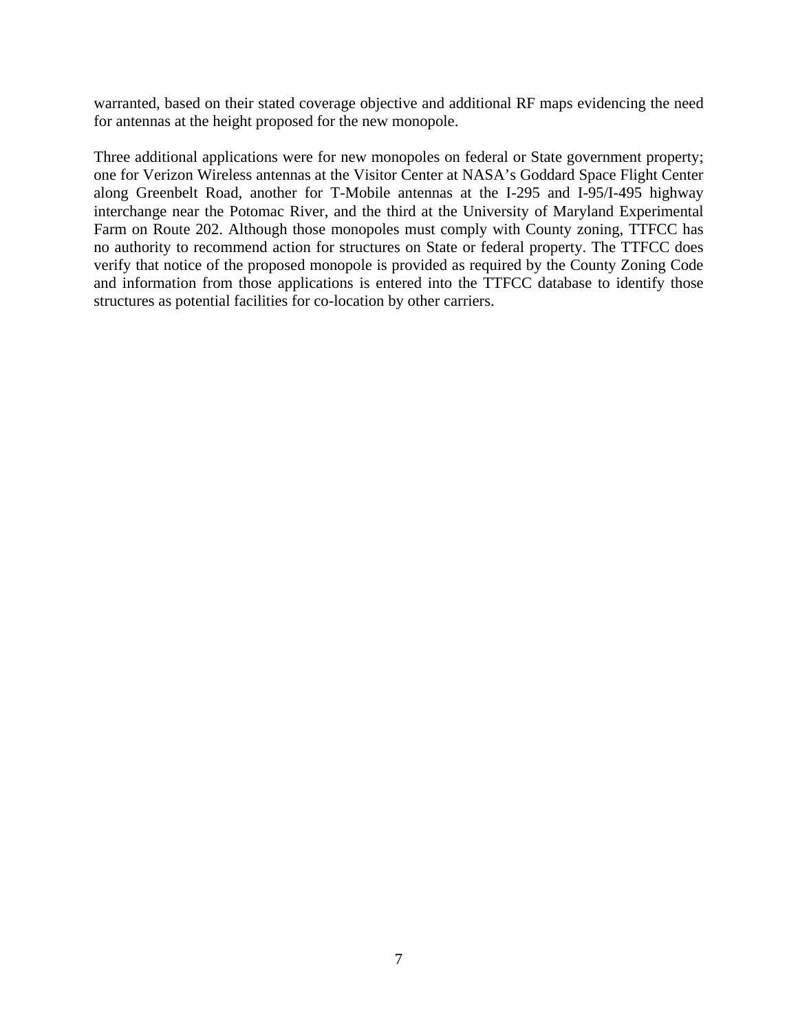warranted, based on their stated coverage objective and additional RF maps evidencing the need for antennas at the height proposed for the new monopole.

Three additional applications were for new monopoles on federal or State government property; one for Verizon Wireless antennas at the Visitor Center at NASA's Goddard Space Flight Center along Greenbelt Road, another for T-Mobile antennas at the I-295 and I-95/I-495 highway interchange near the Potomac River, and the third at the University of Maryland Experimental Farm on Route 202. Although those monopoles must comply with County zoning, TTFCC has no authority to recommend action for structures on State or federal property. The TTFCC does verify that notice of the proposed monopole is provided as required by the County Zoning Code and information from those applications is entered into the TTFCC database to identify those structures as potential facilities for co-location by other carriers.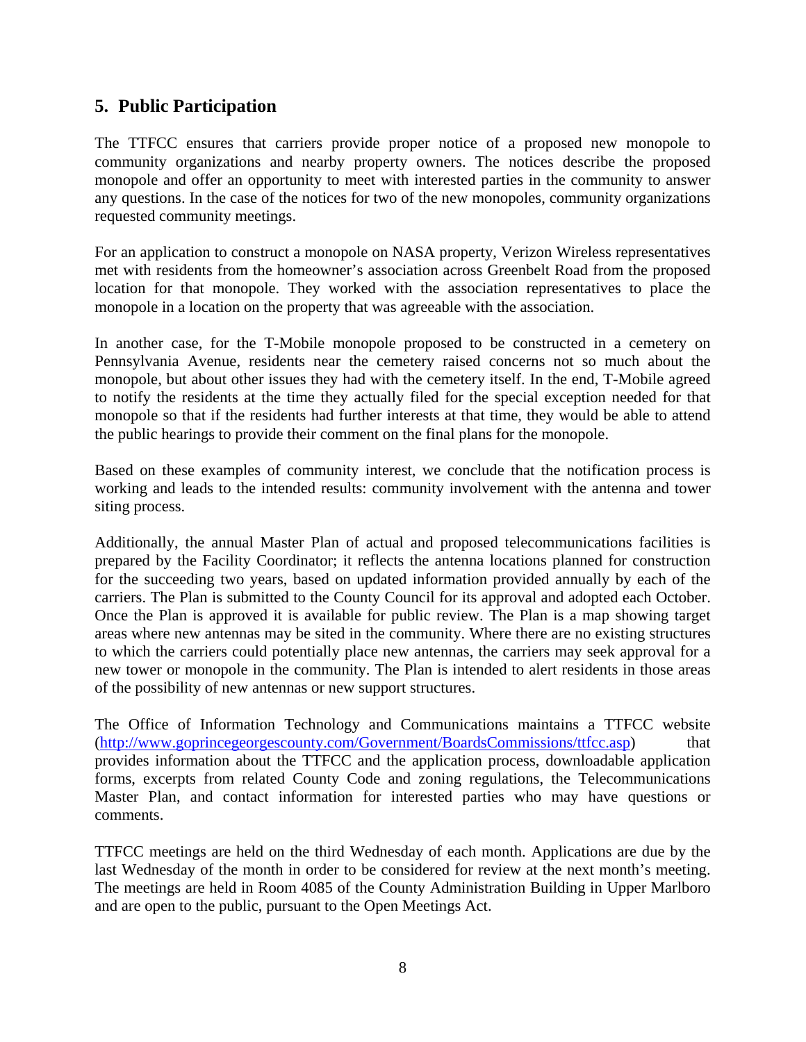## 5. Public Participation

The TTFCC ensures that carriers provide proper notice of a proposed new monopole to community organizations and nearby property owners. The notices describe the proposed monopole and offer an opportunity to meet with interested parties in the community to answer any questions. In the case of the notices for two of the new monopoles, community organizations requested community meetings.

For an application to construct a monopole on NASA property, Verizon Wireless representatives met with residents from the homeowner's association across Greenbelt Road from the proposed location for that monopole. They worked with the association representatives to place the monopole in a location on the property that was agreeable with the association.

In another case, for the T-Mobile monopole proposed to be constructed in a cemetery on Pennsylvania Avenue, residents near the cemetery raised concerns not so much about the monopole, but about other issues they had with the cemetery itself. In the end, T-Mobile agreed to notify the residents at the time they actually filed for the special exception needed for that monopole so that if the residents had further interests at that time, they would be able to attend the public hearings to provide their comment on the final plans for the monopole.

Based on these examples of community interest, we conclude that the notification process is working and leads to the intended results: community involvement with the antenna and tower siting process.

Additionally, the annual Master Plan of actual and proposed telecommunications facilities is prepared by the Facility Coordinator; it reflects the antenna locations planned for construction for the succeeding two years, based on updated information provided annually by each of the carriers. The Plan is submitted to the County Council for its approval and adopted each October. Once the Plan is approved it is available for public review. The Plan is a map showing target areas where new antennas may be sited in the community. Where there are no existing structures to which the carriers could potentially place new antennas, the carriers may seek approval for a new tower or monopole in the community. The Plan is intended to alert residents in those areas of the possibility of new antennas or new support structures.

The Office of Information Technology and Communications maintains a TTFCC website (http://www.goprincegeorgescounty.com/Government/BoardsCommissions/ttfcc.asp) that provides information about the TTFCC and the application process, downloadable application forms, excerpts from related County Code and zoning regulations, the Telecommunications Master Plan, and contact information for interested parties who may have questions or comments.

TTFCC meetings are held on the third Wednesday of each month. Applications are due by the last Wednesday of the month in order to be considered for review at the next month's meeting. The meetings are held in Room 4085 of the County Administration Building in Upper Marlboro and are open to the public, pursuant to the Open Meetings Act.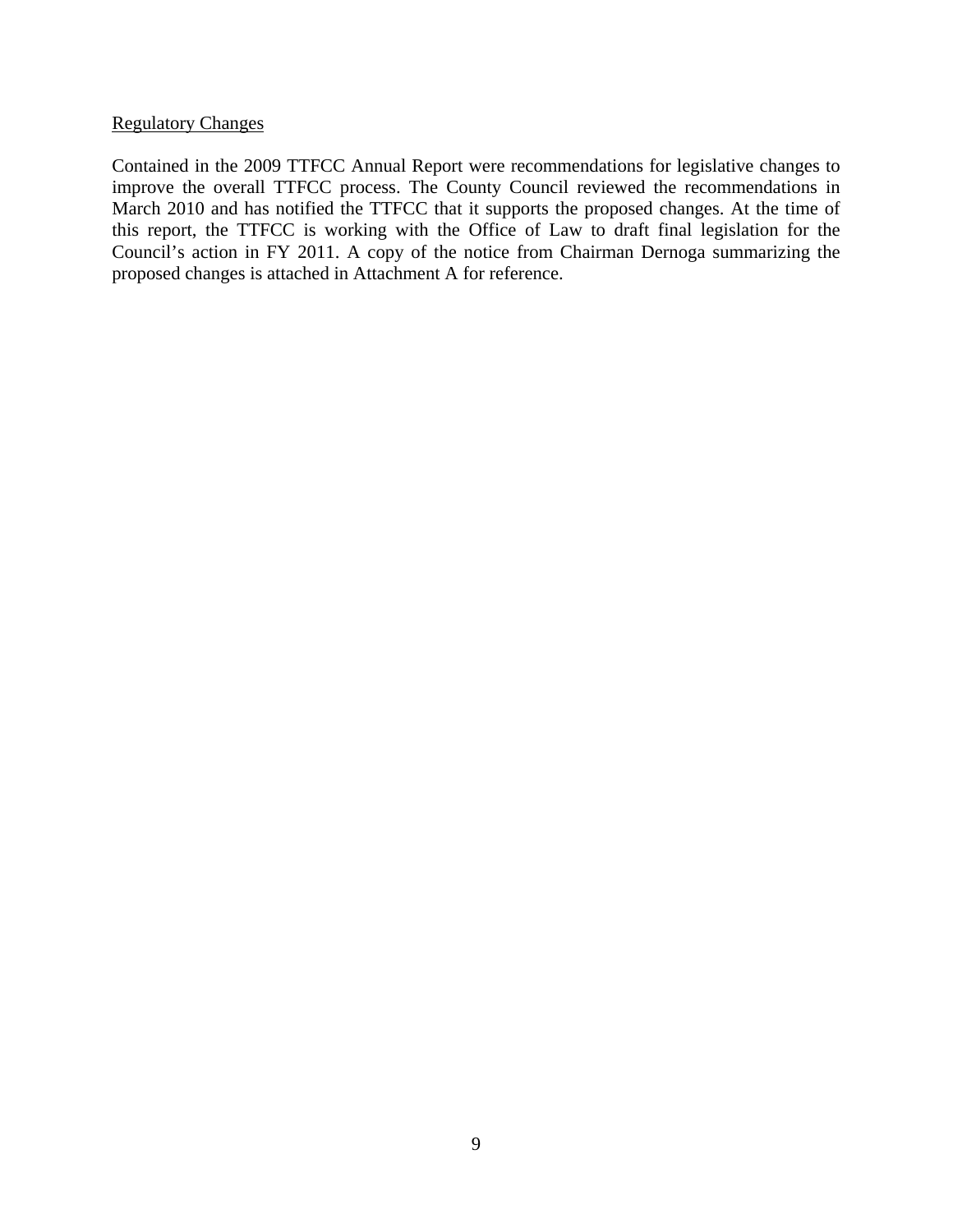<u>Regulatory Changes</u>

Contained in the 2009 TTFCC Annual Report were recommendations for legislative changes to improve the overall TTFCC process. The County Council reviewed the recommendations in March 2010 and has notified the TTFCC that it supports the proposed changes. At the time of this report, the TTFCC is working with the Office of Law to draft final legislation for the Council's action in FY 2011. A copy of the notice from Chairman Dernoga summarizing the proposed changes is attached in Attachment A for reference.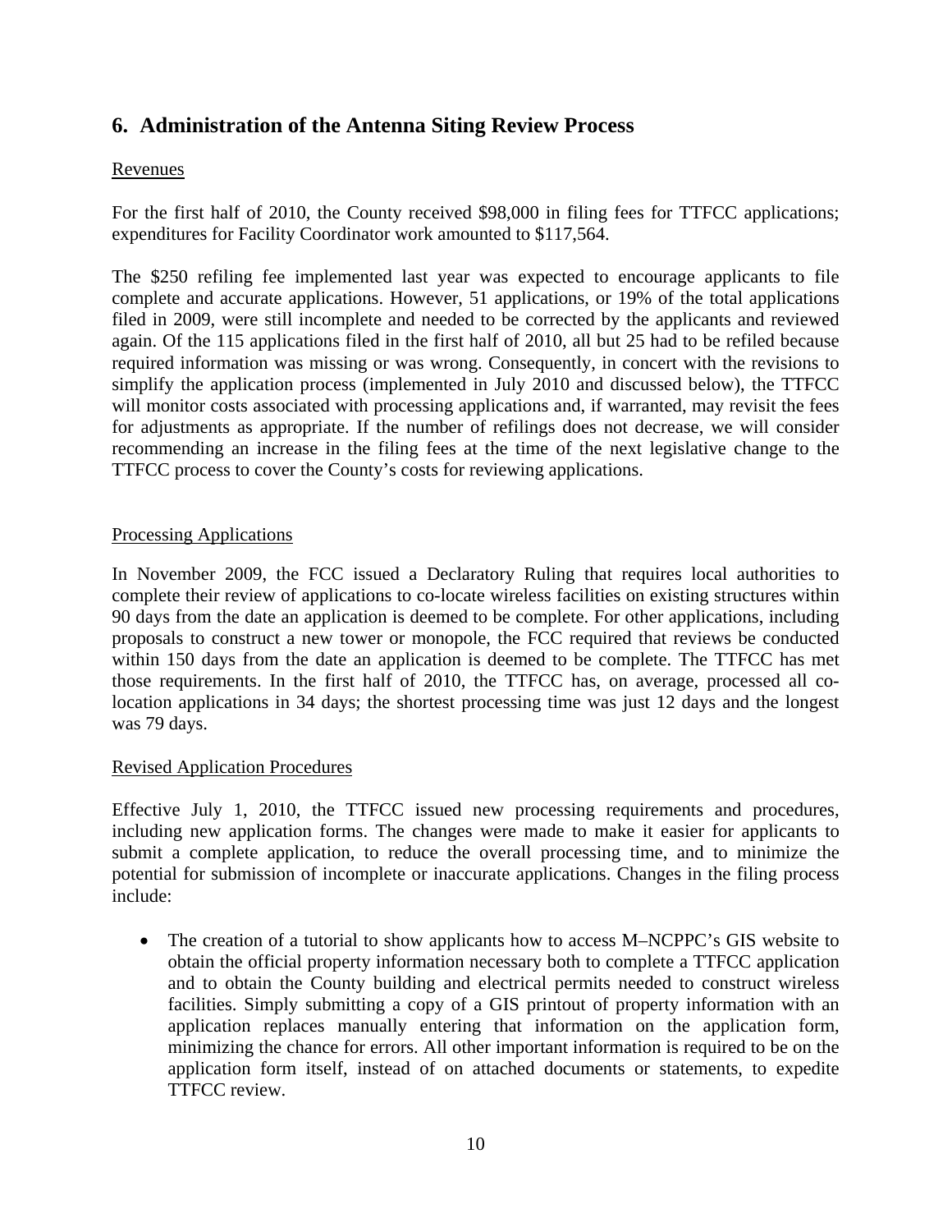## 6. Administration of the Antenna Siting Review Process

Revenues

For the first half of 2010, the County received $98,000 in filing fees for TTFCC applications; expenditures for Facility Coordinator work amounted to $117,564.

The $250 refiling fee implemented last year was expected to encourage applicants to file complete and accurate applications. However, 51 applications, or 19% of the total applications filed in 2009, were still incomplete and needed to be corrected by the applicants and reviewed again. Of the 115 applications filed in the first half of 2010, all but 25 had to be refiled because required information was missing or was wrong. Consequently, in concert with the revisions to simplify the application process (implemented in July 2010 and discussed below), the TTFCC will monitor costs associated with processing applications and, if warranted, may revisit the fees for adjustments as appropriate. If the number of refilings does not decrease, we will consider recommending an increase in the filing fees at the time of the next legislative change to the TTFCC process to cover the County's costs for reviewing applications.

Processing Applications

In November 2009, the FCC issued a Declaratory Ruling that requires local authorities to complete their review of applications to co-locate wireless facilities on existing structures within 90 days from the date an application is deemed to be complete. For other applications, including proposals to construct a new tower or monopole, the FCC required that reviews be conducted within 150 days from the date an application is deemed to be complete. The TTFCC has met those requirements. In the first half of 2010, the TTFCC has, on average, processed all co-location applications in 34 days; the shortest processing time was just 12 days and the longest was 79 days.

Revised Application Procedures

Effective July 1, 2010, the TTFCC issued new processing requirements and procedures, including new application forms. The changes were made to make it easier for applicants to submit a complete application, to reduce the overall processing time, and to minimize the potential for submission of incomplete or inaccurate applications. Changes in the filing process include:

- The creation of a tutorial to show applicants how to access M–NCPPC's GIS website to obtain the official property information necessary both to complete a TTFCC application and to obtain the County building and electrical permits needed to construct wireless facilities. Simply submitting a copy of a GIS printout of property information with an application replaces manually entering that information on the application form, minimizing the chance for errors. All other important information is required to be on the application form itself, instead of on attached documents or statements, to expedite TTFCC review.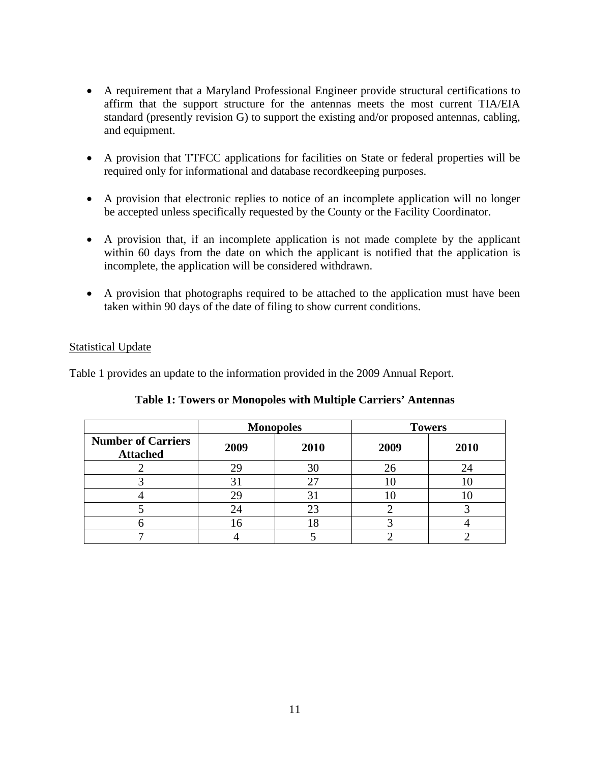- A requirement that a Maryland Professional Engineer provide structural certifications to affirm that the support structure for the antennas meets the most current TIA/EIA standard (presently revision G) to support the existing and/or proposed antennas, cabling, and equipment.

- A provision that TTFCC applications for facilities on State or federal properties will be required only for informational and database recordkeeping purposes.

- A provision that electronic replies to notice of an incomplete application will no longer be accepted unless specifically requested by the County or the Facility Coordinator.

- A provision that, if an incomplete application is not made complete by the applicant within 60 days from the date on which the applicant is notified that the application is incomplete, the application will be considered withdrawn.

- A provision that photographs required to be attached to the application must have been taken within 90 days of the date of filing to show current conditions.

Statistical Update

Table 1 provides an update to the information provided in the 2009 Annual Report.

**Table 1: Towers or Monopoles with Multiple Carriers' Antennas**

| | Monopoles | | Towers | |
|---|---|---|---|---|
| **Number of Carriers Attached** | **2009** | **2010** | **2009** | **2010** |
| 2 | 29 | 30 | 26 | 24 |
| 3 | 31 | 27 | 10 | 10 |
| 4 | 29 | 31 | 10 | 10 |
| 5 | 24 | 23 | 2 | 3 |
| 6 | 16 | 18 | 3 | 4 |
| 7 | 4 | 5 | 2 | 2 |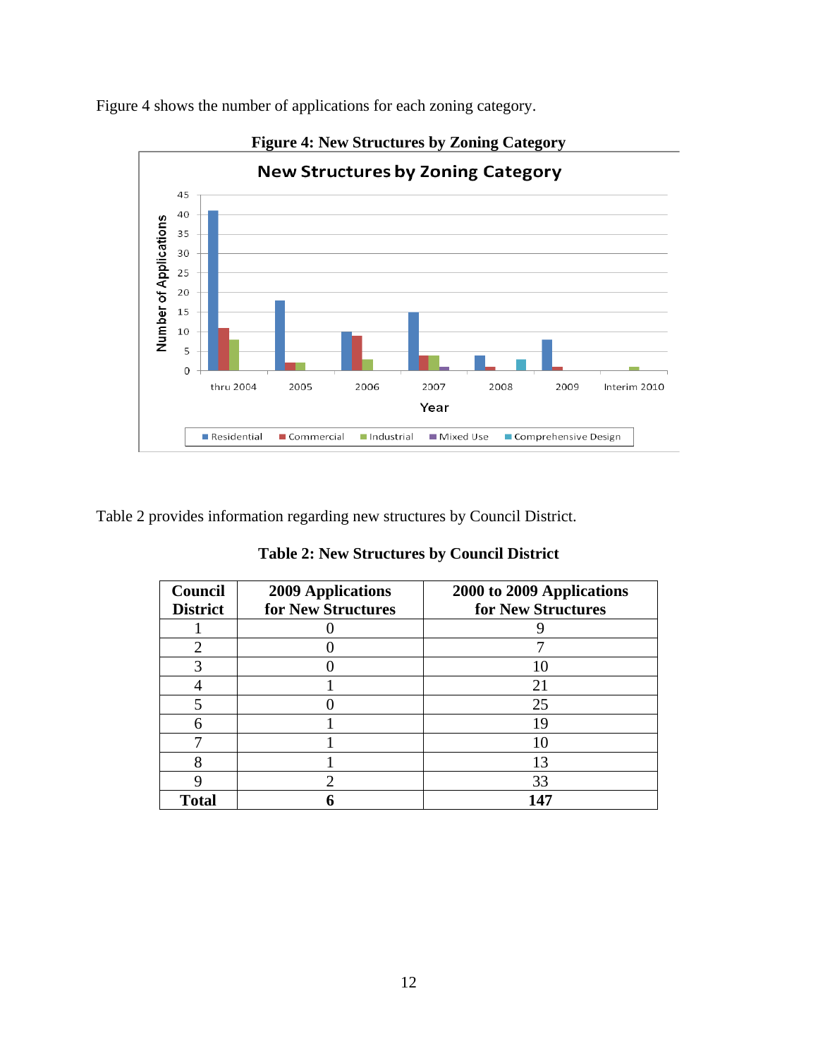Figure 4 shows the number of applications for each zoning category.

**Figure 4: New Structures by Zoning Category**

Table 2 provides information regarding new structures by Council District.

**Table 2: New Structures by Council District**

| Council District | 2009 Applications for New Structures | 2000 to 2009 Applications for New Structures |
|---|---|---|
| 1 | 0 | 9 |
| 2 | 0 | 7 |
| 3 | 0 | 10 |
| 4 | 1 | 21 |
| 5 | 0 | 25 |
| 6 | 1 | 19 |
| 7 | 1 | 10 |
| 8 | 1 | 13 |
| 9 | 2 | 33 |
| **Total** | **6** | **147** |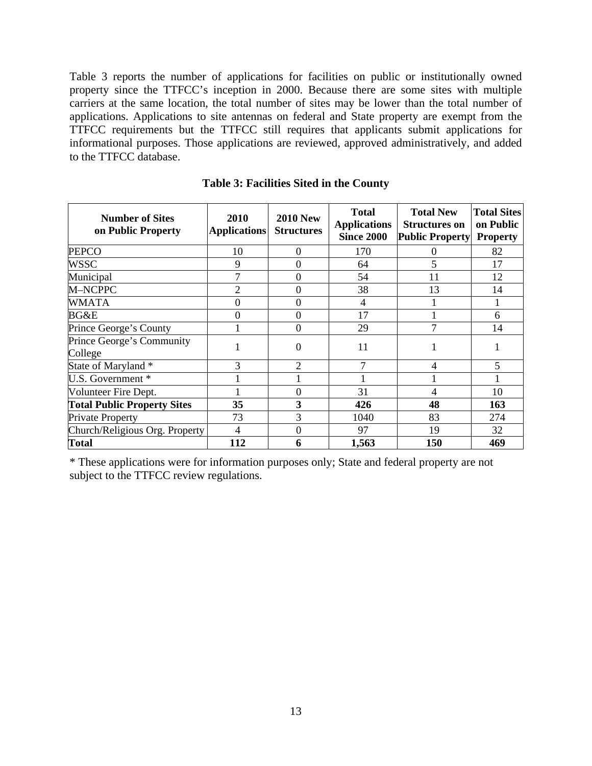Table 3 reports the number of applications for facilities on public or institutionally owned property since the TTFCC's inception in 2000. Because there are some sites with multiple carriers at the same location, the total number of sites may be lower than the total number of applications. Applications to site antennas on federal and State property are exempt from the TTFCC requirements but the TTFCC still requires that applicants submit applications for informational purposes. Those applications are reviewed, approved administratively, and added to the TTFCC database.

**Table 3: Facilities Sited in the County**

| Number of Sites on Public Property | 2010 Applications | 2010 New Structures | Total Applications Since 2000 | Total New Structures on Public Property | Total Sites on Public Property |
|---|---|---|---|---|---|
| PEPCO | 10 | 0 | 170 | 0 | 82 |
| WSSC | 9 | 0 | 64 | 5 | 17 |
| Municipal | 7 | 0 | 54 | 11 | 12 |
| M–NCPPC | 2 | 0 | 38 | 13 | 14 |
| WMATA | 0 | 0 | 4 | 1 | 1 |
| BG&E | 0 | 0 | 17 | 1 | 6 |
| Prince George's County | 1 | 0 | 29 | 7 | 14 |
| Prince George's Community College | 1 | 0 | 11 | 1 | 1 |
| State of Maryland * | 3 | 2 | 7 | 4 | 5 |
| U.S. Government * | 1 | 1 | 1 | 1 | 1 |
| Volunteer Fire Dept. | 1 | 0 | 31 | 4 | 10 |
| **Total Public Property Sites** | **35** | **3** | **426** | **48** | **163** |
| Private Property | 73 | 3 | 1040 | 83 | 274 |
| Church/Religious Org. Property | 4 | 0 | 97 | 19 | 32 |
| **Total** | **112** | **6** | **1,563** | **150** | **469** |

* These applications were for information purposes only; State and federal property are not subject to the TTFCC review regulations.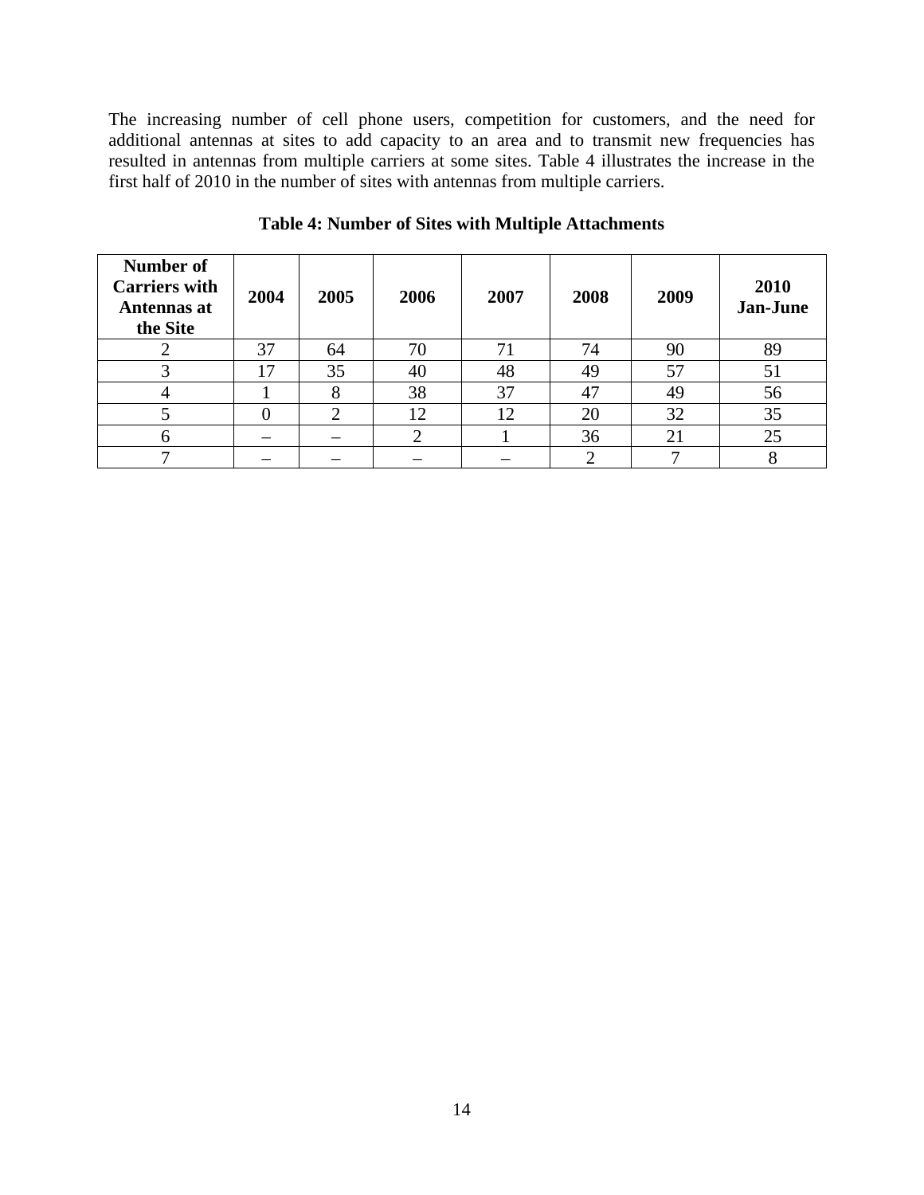The increasing number of cell phone users, competition for customers, and the need for additional antennas at sites to add capacity to an area and to transmit new frequencies has resulted in antennas from multiple carriers at some sites. Table 4 illustrates the increase in the first half of 2010 in the number of sites with antennas from multiple carriers.

**Table 4: Number of Sites with Multiple Attachments**

| Number of Carriers with Antennas at the Site | 2004 | 2005 | 2006 | 2007 | 2008 | 2009 | 2010 Jan-June |
|---|---|---|---|---|---|---|---|
| 2 | 37 | 64 | 70 | 71 | 74 | 90 | 89 |
| 3 | 17 | 35 | 40 | 48 | 49 | 57 | 51 |
| 4 | 1 | 8 | 38 | 37 | 47 | 49 | 56 |
| 5 | 0 | 2 | 12 | 12 | 20 | 32 | 35 |
| 6 | – | – | 2 | 1 | 36 | 21 | 25 |
| 7 | – | – | – | – | 2 | 7 | 8 |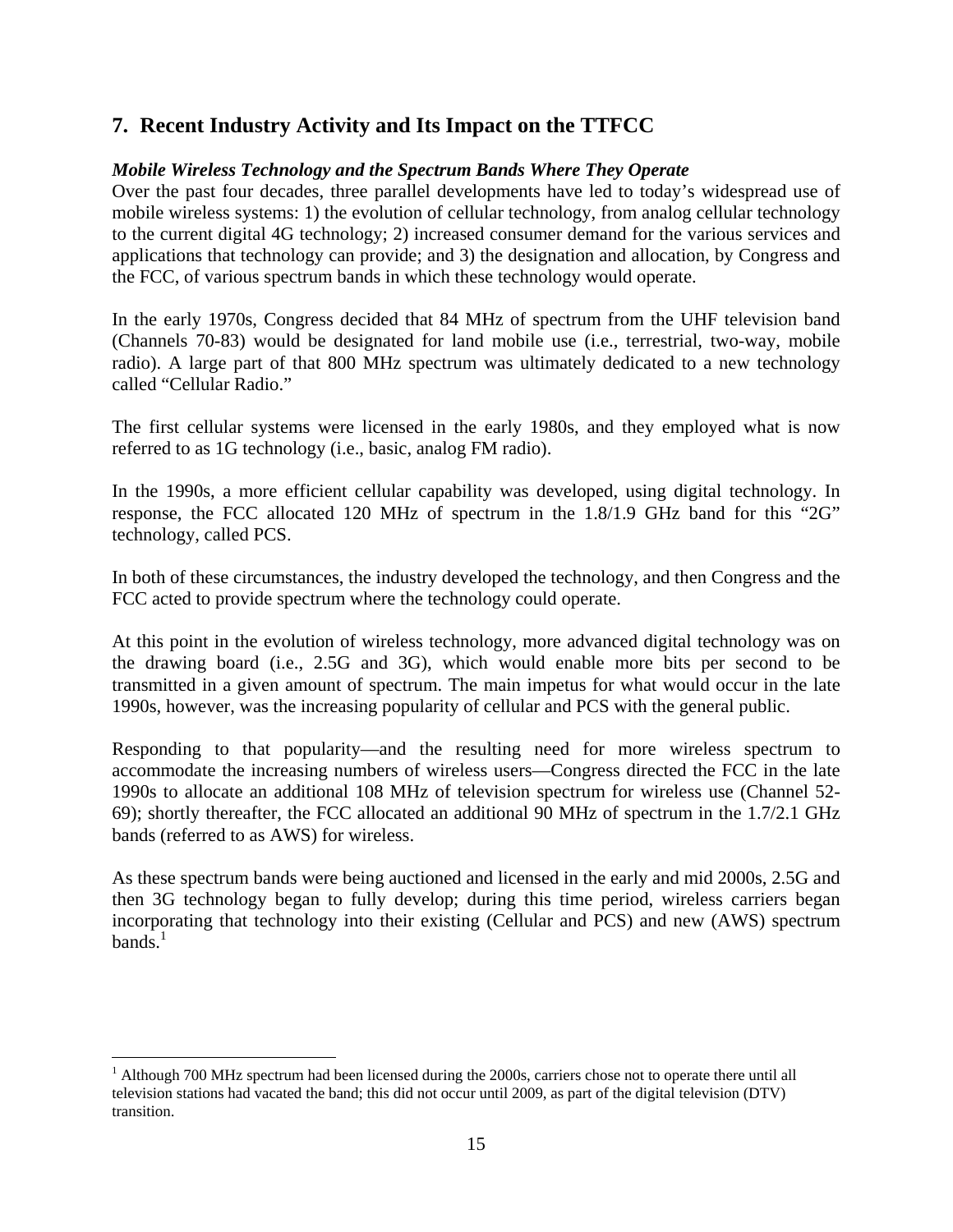## 7. Recent Industry Activity and Its Impact on the TTFCC

***Mobile Wireless Technology and the Spectrum Bands Where They Operate***

Over the past four decades, three parallel developments have led to today's widespread use of mobile wireless systems: 1) the evolution of cellular technology, from analog cellular technology to the current digital 4G technology; 2) increased consumer demand for the various services and applications that technology can provide; and 3) the designation and allocation, by Congress and the FCC, of various spectrum bands in which these technology would operate.

In the early 1970s, Congress decided that 84 MHz of spectrum from the UHF television band (Channels 70-83) would be designated for land mobile use (i.e., terrestrial, two-way, mobile radio). A large part of that 800 MHz spectrum was ultimately dedicated to a new technology called "Cellular Radio."

The first cellular systems were licensed in the early 1980s, and they employed what is now referred to as 1G technology (i.e., basic, analog FM radio).

In the 1990s, a more efficient cellular capability was developed, using digital technology. In response, the FCC allocated 120 MHz of spectrum in the 1.8/1.9 GHz band for this "2G" technology, called PCS.

In both of these circumstances, the industry developed the technology, and then Congress and the FCC acted to provide spectrum where the technology could operate.

At this point in the evolution of wireless technology, more advanced digital technology was on the drawing board (i.e., 2.5G and 3G), which would enable more bits per second to be transmitted in a given amount of spectrum. The main impetus for what would occur in the late 1990s, however, was the increasing popularity of cellular and PCS with the general public.

Responding to that popularity—and the resulting need for more wireless spectrum to accommodate the increasing numbers of wireless users—Congress directed the FCC in the late 1990s to allocate an additional 108 MHz of television spectrum for wireless use (Channel 52-69); shortly thereafter, the FCC allocated an additional 90 MHz of spectrum in the 1.7/2.1 GHz bands (referred to as AWS) for wireless.

As these spectrum bands were being auctioned and licensed in the early and mid 2000s, 2.5G and then 3G technology began to fully develop; during this time period, wireless carriers began incorporating that technology into their existing (Cellular and PCS) and new (AWS) spectrum bands.[1]

---

[1] Although 700 MHz spectrum had been licensed during the 2000s, carriers chose not to operate there until all television stations had vacated the band; this did not occur until 2009, as part of the digital television (DTV) transition.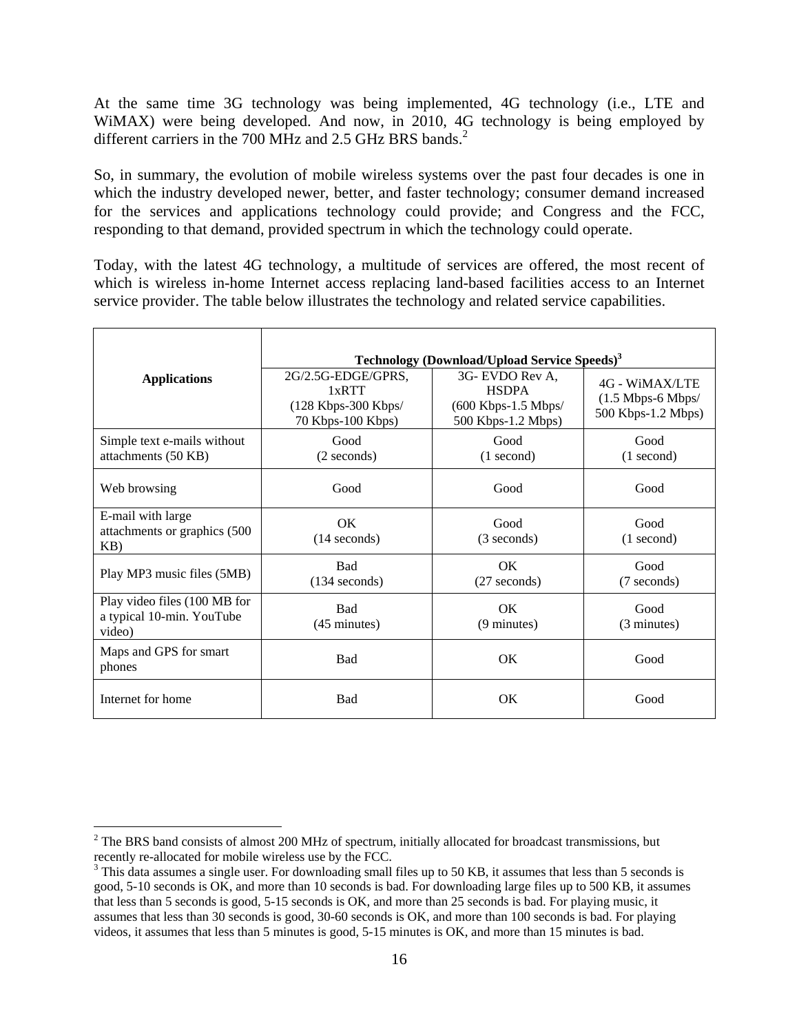At the same time 3G technology was being implemented, 4G technology (i.e., LTE and WiMAX) were being developed. And now, in 2010, 4G technology is being employed by different carriers in the 700 MHz and 2.5 GHz BRS bands.[2]

So, in summary, the evolution of mobile wireless systems over the past four decades is one in which the industry developed newer, better, and faster technology; consumer demand increased for the services and applications technology could provide; and Congress and the FCC, responding to that demand, provided spectrum in which the technology could operate.

Today, with the latest 4G technology, a multitude of services are offered, the most recent of which is wireless in-home Internet access replacing land-based facilities access to an Internet service provider. The table below illustrates the technology and related service capabilities.

| Applications | **Technology (Download/Upload Service Speeds)[3]** | | |
|---|---|---|---|
| | 2G/2.5G-EDGE/GPRS, 1xRTT (128 Kbps-300 Kbps/ 70 Kbps-100 Kbps) | 3G- EVDO Rev A, HSDPA (600 Kbps-1.5 Mbps/ 500 Kbps-1.2 Mbps) | 4G - WiMAX/LTE (1.5 Mbps-6 Mbps/ 500 Kbps-1.2 Mbps) |
| Simple text e-mails without attachments (50 KB) | Good (2 seconds) | Good (1 second) | Good (1 second) |
| Web browsing | Good | Good | Good |
| E-mail with large attachments or graphics (500 KB) | OK (14 seconds) | Good (3 seconds) | Good (1 second) |
| Play MP3 music files (5MB) | Bad (134 seconds) | OK (27 seconds) | Good (7 seconds) |
| Play video files (100 MB for a typical 10-min. YouTube video) | Bad (45 minutes) | OK (9 minutes) | Good (3 minutes) |
| Maps and GPS for smart phones | Bad | OK | Good |
| Internet for home | Bad | OK | Good |

[2] The BRS band consists of almost 200 MHz of spectrum, initially allocated for broadcast transmissions, but recently re-allocated for mobile wireless use by the FCC.

[3] This data assumes a single user. For downloading small files up to 50 KB, it assumes that less than 5 seconds is good, 5-10 seconds is OK, and more than 10 seconds is bad. For downloading large files up to 500 KB, it assumes that less than 5 seconds is good, 5-15 seconds is OK, and more than 25 seconds is bad. For playing music, it assumes that less than 30 seconds is good, 30-60 seconds is OK, and more than 100 seconds is bad. For playing videos, it assumes that less than 5 minutes is good, 5-15 minutes is OK, and more than 15 minutes is bad.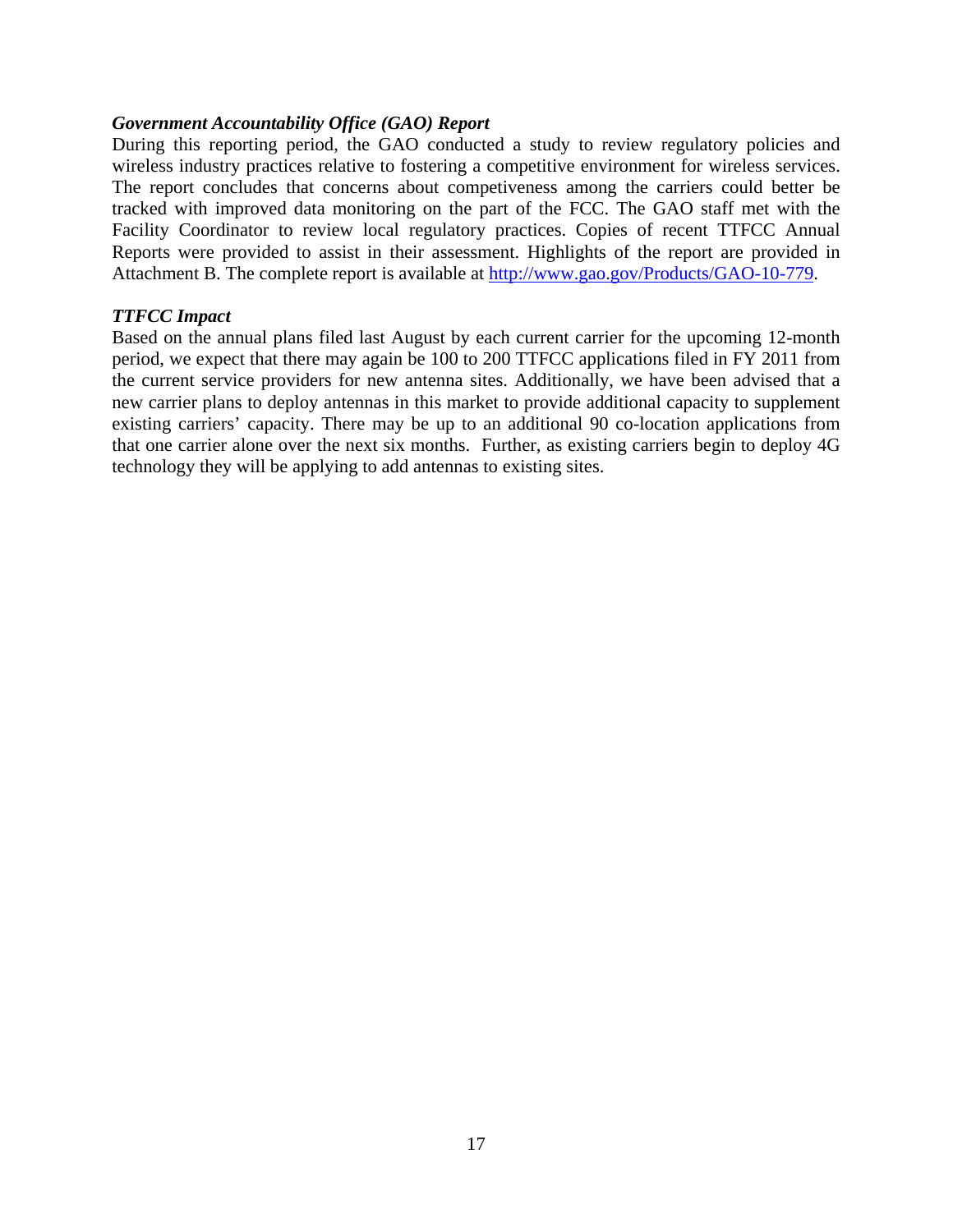***Government Accountability Office (GAO) Report***

During this reporting period, the GAO conducted a study to review regulatory policies and wireless industry practices relative to fostering a competitive environment for wireless services. The report concludes that concerns about competiveness among the carriers could better be tracked with improved data monitoring on the part of the FCC. The GAO staff met with the Facility Coordinator to review local regulatory practices. Copies of recent TTFCC Annual Reports were provided to assist in their assessment. Highlights of the report are provided in Attachment B. The complete report is available at [http://www.gao.gov/Products/GAO-10-779](http://www.gao.gov/Products/GAO-10-779).

***TTFCC Impact***

Based on the annual plans filed last August by each current carrier for the upcoming 12-month period, we expect that there may again be 100 to 200 TTFCC applications filed in FY 2011 from the current service providers for new antenna sites. Additionally, we have been advised that a new carrier plans to deploy antennas in this market to provide additional capacity to supplement existing carriers' capacity. There may be up to an additional 90 co-location applications from that one carrier alone over the next six months. Further, as existing carriers begin to deploy 4G technology they will be applying to add antennas to existing sites.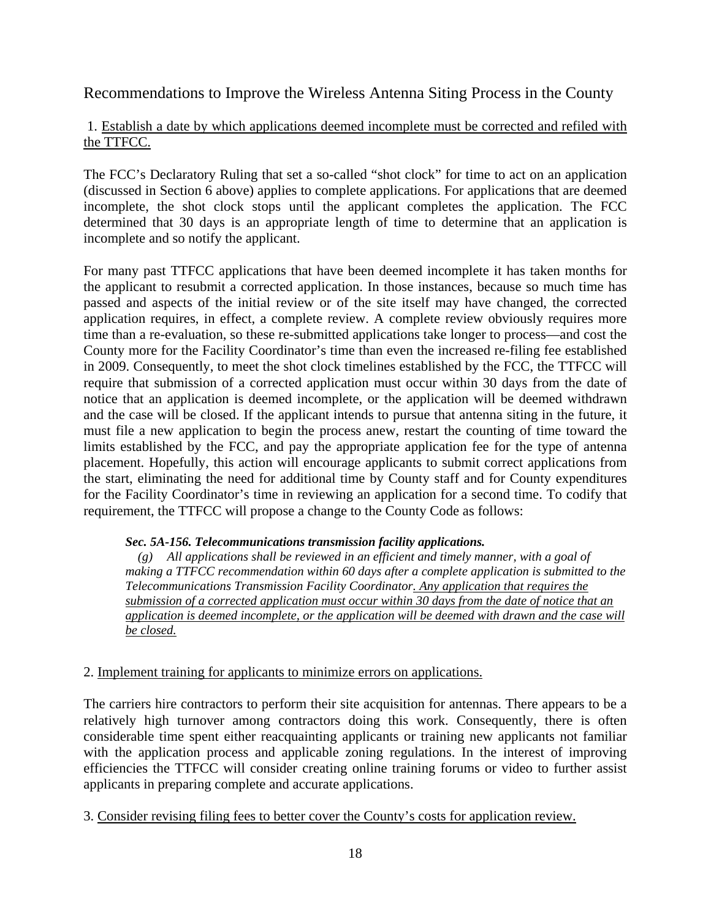## Recommendations to Improve the Wireless Antenna Siting Process in the County

1. Establish a date by which applications deemed incomplete must be corrected and refiled with the TTFCC.

The FCC's Declaratory Ruling that set a so-called "shot clock" for time to act on an application (discussed in Section 6 above) applies to complete applications. For applications that are deemed incomplete, the shot clock stops until the applicant completes the application. The FCC determined that 30 days is an appropriate length of time to determine that an application is incomplete and so notify the applicant.

For many past TTFCC applications that have been deemed incomplete it has taken months for the applicant to resubmit a corrected application. In those instances, because so much time has passed and aspects of the initial review or of the site itself may have changed, the corrected application requires, in effect, a complete review. A complete review obviously requires more time than a re-evaluation, so these re-submitted applications take longer to process—and cost the County more for the Facility Coordinator's time than even the increased re-filing fee established in 2009. Consequently, to meet the shot clock timelines established by the FCC, the TTFCC will require that submission of a corrected application must occur within 30 days from the date of notice that an application is deemed incomplete, or the application will be deemed withdrawn and the case will be closed. If the applicant intends to pursue that antenna siting in the future, it must file a new application to begin the process anew, restart the counting of time toward the limits established by the FCC, and pay the appropriate application fee for the type of antenna placement. Hopefully, this action will encourage applicants to submit correct applications from the start, eliminating the need for additional time by County staff and for County expenditures for the Facility Coordinator's time in reviewing an application for a second time. To codify that requirement, the TTFCC will propose a change to the County Code as follows:

> ***Sec. 5A-156. Telecommunications transmission facility applications.***
>
> *(g) All applications shall be reviewed in an efficient and timely manner, with a goal of making a TTFCC recommendation within 60 days after a complete application is submitted to the Telecommunications Transmission Facility Coordinator. Any application that requires the submission of a corrected application must occur within 30 days from the date of notice that an application is deemed incomplete, or the application will be deemed with drawn and the case will be closed.*

2. Implement training for applicants to minimize errors on applications.

The carriers hire contractors to perform their site acquisition for antennas. There appears to be a relatively high turnover among contractors doing this work. Consequently, there is often considerable time spent either reacquainting applicants or training new applicants not familiar with the application process and applicable zoning regulations. In the interest of improving efficiencies the TTFCC will consider creating online training forums or video to further assist applicants in preparing complete and accurate applications.

3. Consider revising filing fees to better cover the County's costs for application review.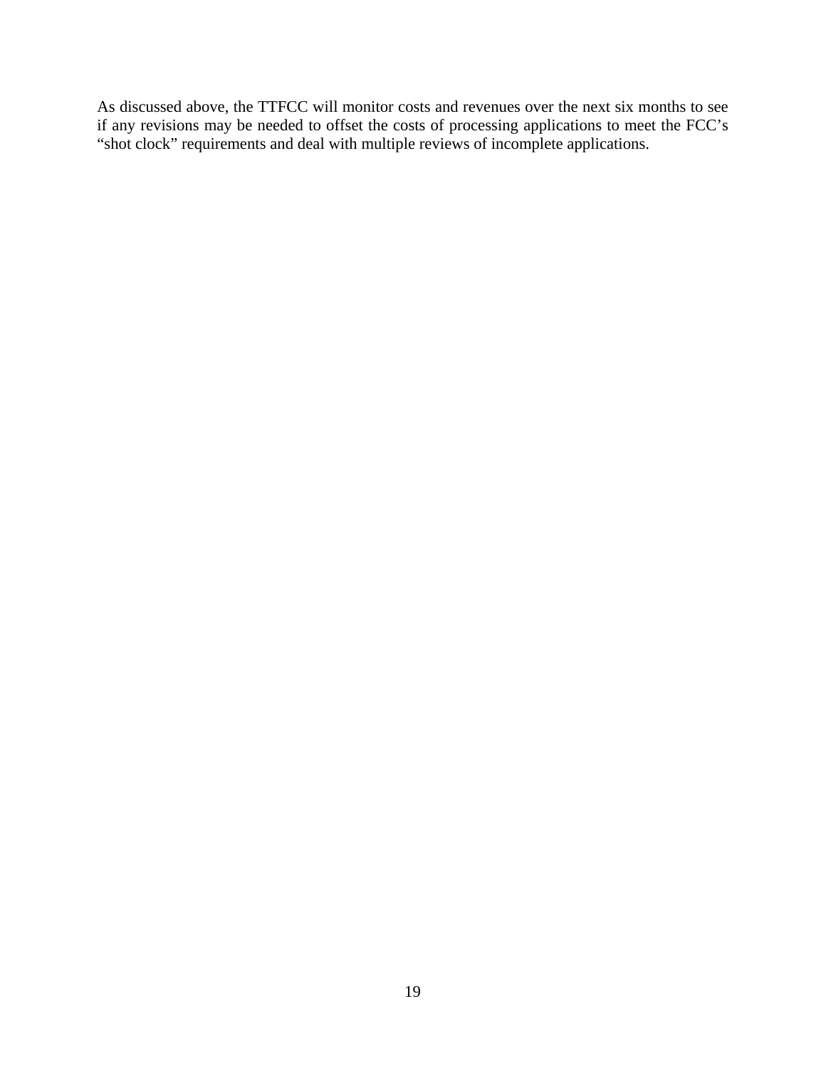As discussed above, the TTFCC will monitor costs and revenues over the next six months to see if any revisions may be needed to offset the costs of processing applications to meet the FCC's "shot clock" requirements and deal with multiple reviews of incomplete applications.